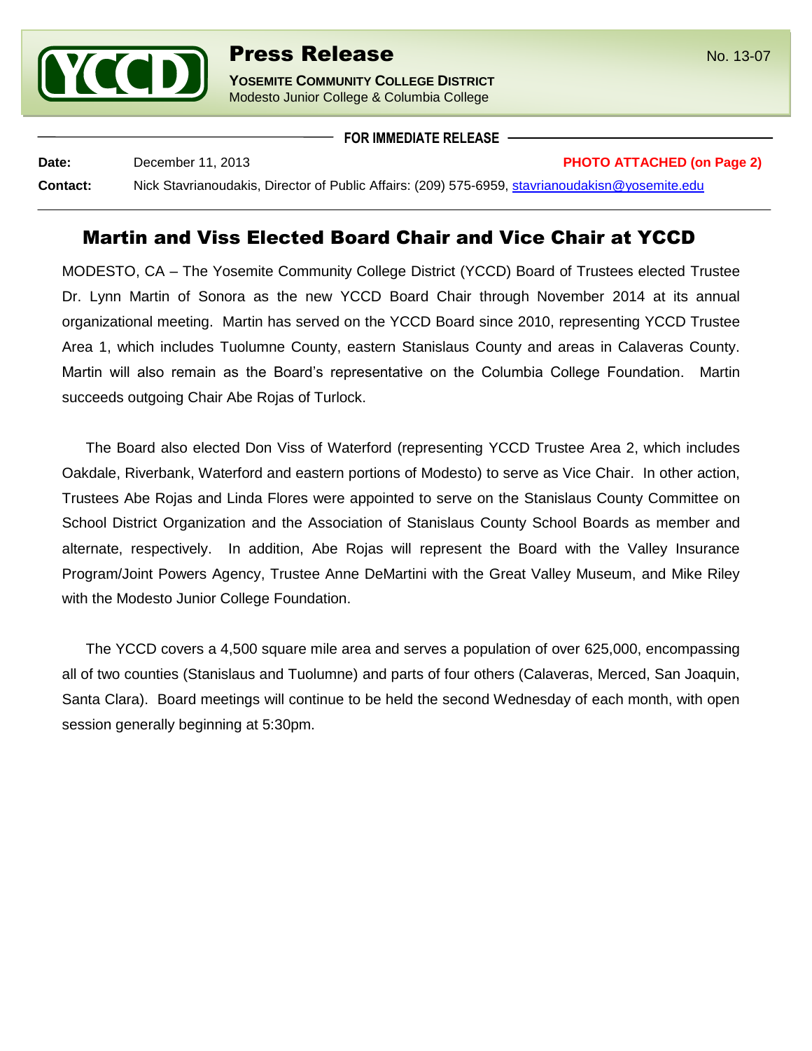# Press Release

**YOSEMITE COMMUNITY COLLEGE DISTRICT**
Modesto Junior College & Columbia College

No. 13-07

**FOR IMMEDIATE RELEASE**

**Date:** December 11, 2013 **PHOTO ATTACHED (on Page 2)**

**Contact:** Nick Stavrianoudakis, Director of Public Affairs: (209) 575-6959, stavrianoudakisn@yosemite.edu

## Martin and Viss Elected Board Chair and Vice Chair at YCCD

MODESTO, CA – The Yosemite Community College District (YCCD) Board of Trustees elected Trustee Dr. Lynn Martin of Sonora as the new YCCD Board Chair through November 2014 at its annual organizational meeting. Martin has served on the YCCD Board since 2010, representing YCCD Trustee Area 1, which includes Tuolumne County, eastern Stanislaus County and areas in Calaveras County. Martin will also remain as the Board's representative on the Columbia College Foundation. Martin succeeds outgoing Chair Abe Rojas of Turlock.

The Board also elected Don Viss of Waterford (representing YCCD Trustee Area 2, which includes Oakdale, Riverbank, Waterford and eastern portions of Modesto) to serve as Vice Chair. In other action, Trustees Abe Rojas and Linda Flores were appointed to serve on the Stanislaus County Committee on School District Organization and the Association of Stanislaus County School Boards as member and alternate, respectively. In addition, Abe Rojas will represent the Board with the Valley Insurance Program/Joint Powers Agency, Trustee Anne DeMartini with the Great Valley Museum, and Mike Riley with the Modesto Junior College Foundation.

The YCCD covers a 4,500 square mile area and serves a population of over 625,000, encompassing all of two counties (Stanislaus and Tuolumne) and parts of four others (Calaveras, Merced, San Joaquin, Santa Clara). Board meetings will continue to be held the second Wednesday of each month, with open session generally beginning at 5:30pm.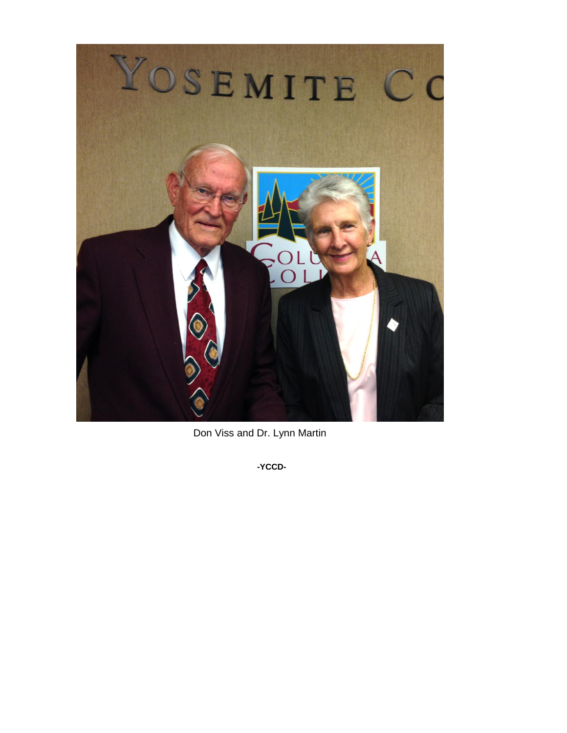Don Viss and Dr. Lynn Martin

**-YCCD-**